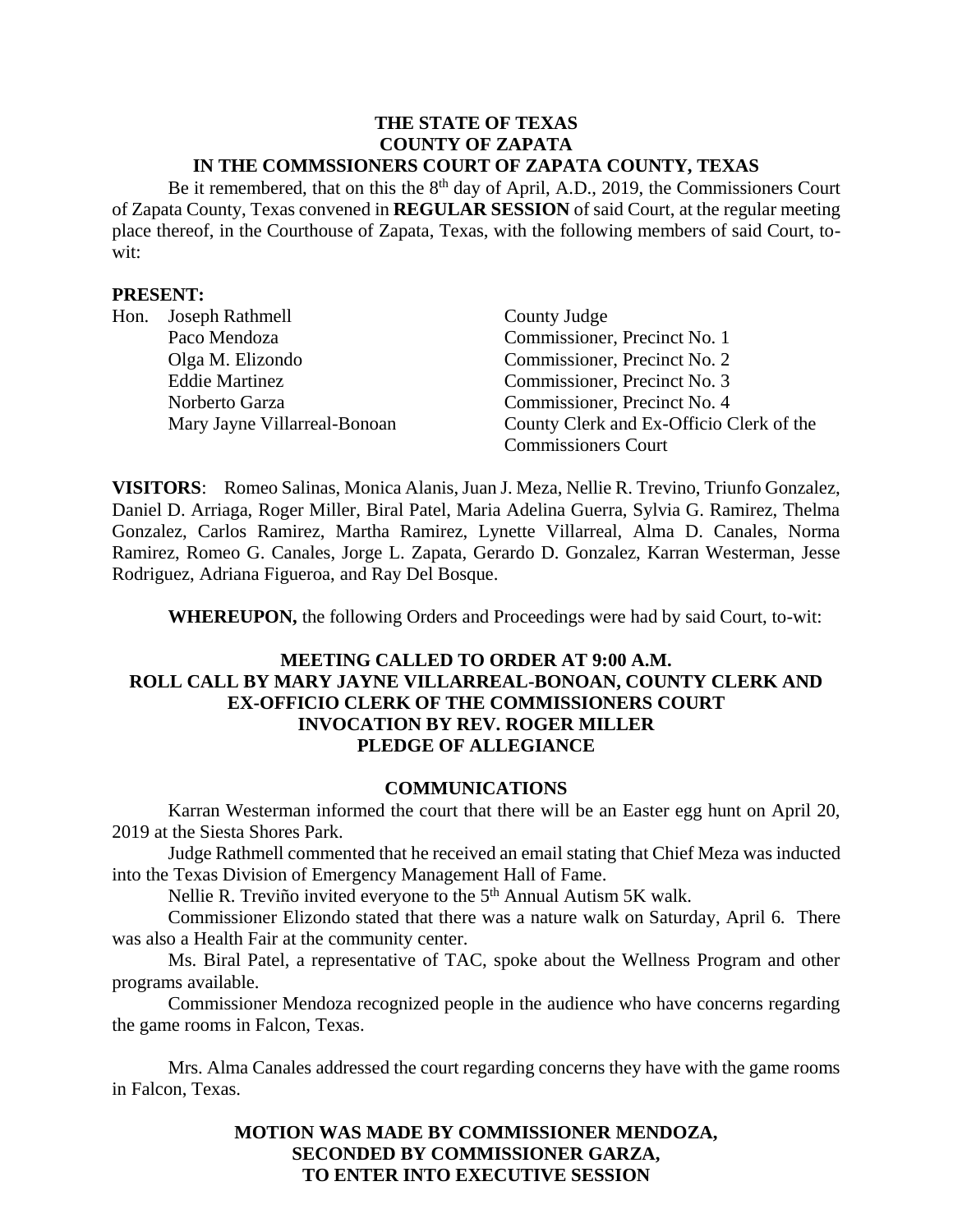**THE STATE OF TEXAS**
**COUNTY OF ZAPATA**
**IN THE COMMSSIONERS COURT OF ZAPATA COUNTY, TEXAS**

Be it remembered, that on this the 8th day of April, A.D., 2019, the Commissioners Court of Zapata County, Texas convened in **REGULAR SESSION** of said Court, at the regular meeting place thereof, in the Courthouse of Zapata, Texas, with the following members of said Court, to-wit:

**PRESENT:**

| | | |
|---|---|---|
| Hon. | Joseph Rathmell | County Judge |
| | Paco Mendoza | Commissioner, Precinct No. 1 |
| | Olga M. Elizondo | Commissioner, Precinct No. 2 |
| | Eddie Martinez | Commissioner, Precinct No. 3 |
| | Norberto Garza | Commissioner, Precinct No. 4 |
| | Mary Jayne Villarreal-Bonoan | County Clerk and Ex-Officio Clerk of the Commissioners Court |

**VISITORS**: Romeo Salinas, Monica Alanis, Juan J. Meza, Nellie R. Trevino, Triunfo Gonzalez, Daniel D. Arriaga, Roger Miller, Biral Patel, Maria Adelina Guerra, Sylvia G. Ramirez, Thelma Gonzalez, Carlos Ramirez, Martha Ramirez, Lynette Villarreal, Alma D. Canales, Norma Ramirez, Romeo G. Canales, Jorge L. Zapata, Gerardo D. Gonzalez, Karran Westerman, Jesse Rodriguez, Adriana Figueroa, and Ray Del Bosque.

**WHEREUPON,** the following Orders and Proceedings were had by said Court, to-wit:

**MEETING CALLED TO ORDER AT 9:00 A.M.**
**ROLL CALL BY MARY JAYNE VILLARREAL-BONOAN, COUNTY CLERK AND EX-OFFICIO CLERK OF THE COMMISSIONERS COURT**
**INVOCATION BY REV. ROGER MILLER**
**PLEDGE OF ALLEGIANCE**

**COMMUNICATIONS**

Karran Westerman informed the court that there will be an Easter egg hunt on April 20, 2019 at the Siesta Shores Park.

Judge Rathmell commented that he received an email stating that Chief Meza was inducted into the Texas Division of Emergency Management Hall of Fame.

Nellie R. Treviño invited everyone to the 5th Annual Autism 5K walk.

Commissioner Elizondo stated that there was a nature walk on Saturday, April 6. There was also a Health Fair at the community center.

Ms. Biral Patel, a representative of TAC, spoke about the Wellness Program and other programs available.

Commissioner Mendoza recognized people in the audience who have concerns regarding the game rooms in Falcon, Texas.

Mrs. Alma Canales addressed the court regarding concerns they have with the game rooms in Falcon, Texas.

**MOTION WAS MADE BY COMMISSIONER MENDOZA,**
**SECONDED BY COMMISSIONER GARZA,**
**TO ENTER INTO EXECUTIVE SESSION**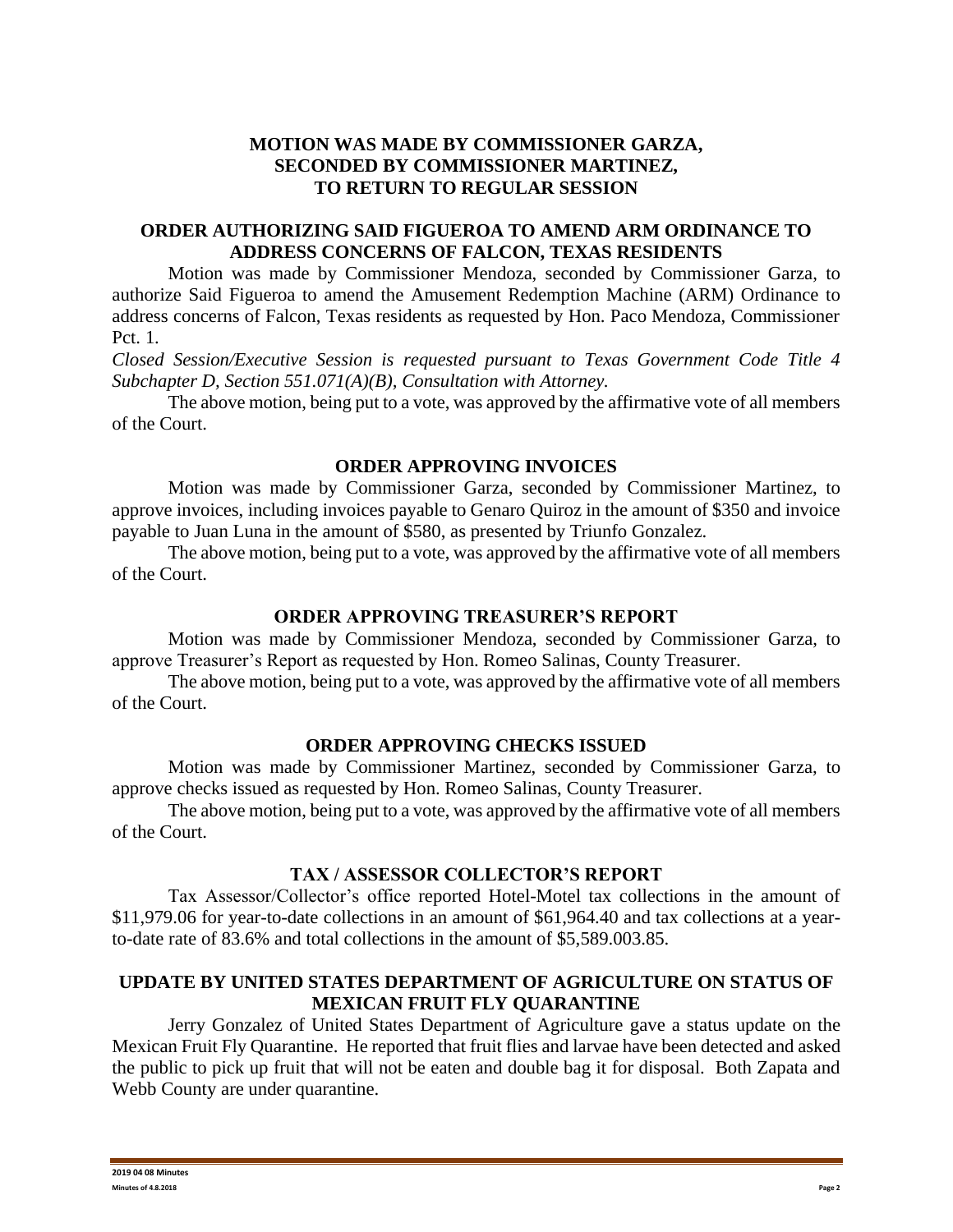**MOTION WAS MADE BY COMMISSIONER GARZA, SECONDED BY COMMISSIONER MARTINEZ, TO RETURN TO REGULAR SESSION**

**ORDER AUTHORIZING SAID FIGUEROA TO AMEND ARM ORDINANCE TO ADDRESS CONCERNS OF FALCON, TEXAS RESIDENTS**

Motion was made by Commissioner Mendoza, seconded by Commissioner Garza, to authorize Said Figueroa to amend the Amusement Redemption Machine (ARM) Ordinance to address concerns of Falcon, Texas residents as requested by Hon. Paco Mendoza, Commissioner Pct. 1.

*Closed Session/Executive Session is requested pursuant to Texas Government Code Title 4 Subchapter D, Section 551.071(A)(B), Consultation with Attorney.*

The above motion, being put to a vote, was approved by the affirmative vote of all members of the Court.

**ORDER APPROVING INVOICES**

Motion was made by Commissioner Garza, seconded by Commissioner Martinez, to approve invoices, including invoices payable to Genaro Quiroz in the amount of $350 and invoice payable to Juan Luna in the amount of $580, as presented by Triunfo Gonzalez.

The above motion, being put to a vote, was approved by the affirmative vote of all members of the Court.

**ORDER APPROVING TREASURER'S REPORT**

Motion was made by Commissioner Mendoza, seconded by Commissioner Garza, to approve Treasurer's Report as requested by Hon. Romeo Salinas, County Treasurer.

The above motion, being put to a vote, was approved by the affirmative vote of all members of the Court.

**ORDER APPROVING CHECKS ISSUED**

Motion was made by Commissioner Martinez, seconded by Commissioner Garza, to approve checks issued as requested by Hon. Romeo Salinas, County Treasurer.

The above motion, being put to a vote, was approved by the affirmative vote of all members of the Court.

**TAX / ASSESSOR COLLECTOR'S REPORT**

Tax Assessor/Collector's office reported Hotel-Motel tax collections in the amount of $11,979.06 for year-to-date collections in an amount of $61,964.40 and tax collections at a year-to-date rate of 83.6% and total collections in the amount of $5,589.003.85.

**UPDATE BY UNITED STATES DEPARTMENT OF AGRICULTURE ON STATUS OF MEXICAN FRUIT FLY QUARANTINE**

Jerry Gonzalez of United States Department of Agriculture gave a status update on the Mexican Fruit Fly Quarantine. He reported that fruit flies and larvae have been detected and asked the public to pick up fruit that will not be eaten and double bag it for disposal. Both Zapata and Webb County are under quarantine.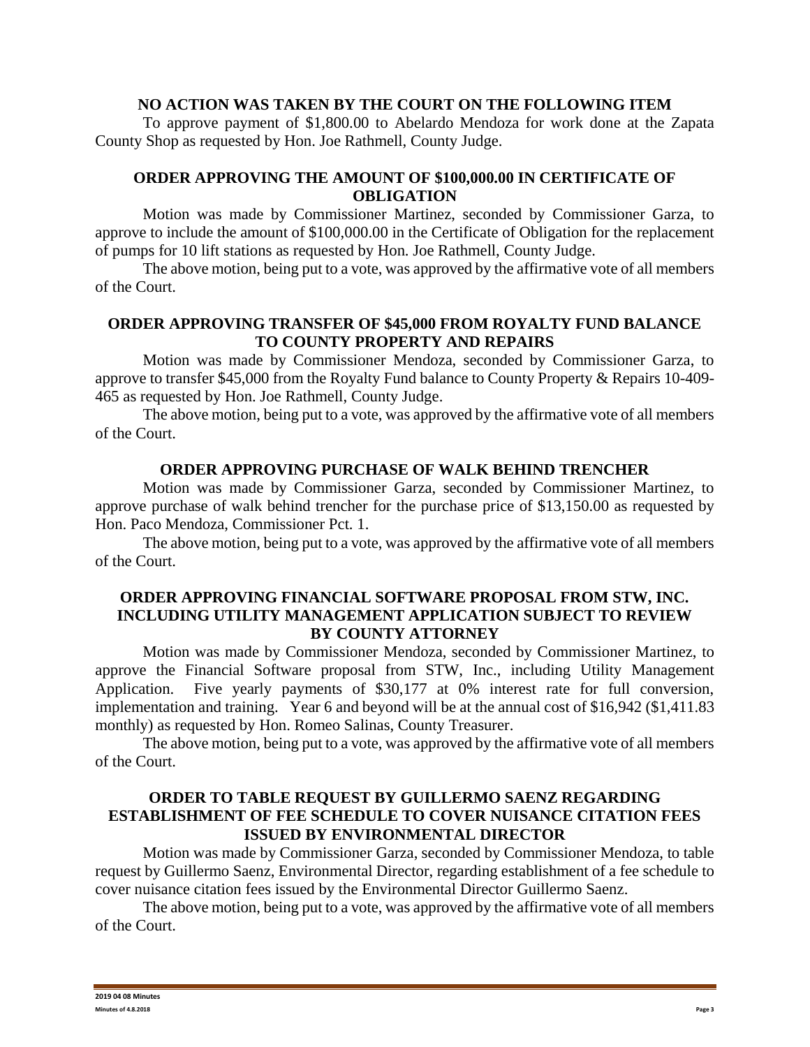**NO ACTION WAS TAKEN BY THE COURT ON THE FOLLOWING ITEM**

To approve payment of $1,800.00 to Abelardo Mendoza for work done at the Zapata County Shop as requested by Hon. Joe Rathmell, County Judge.

**ORDER APPROVING THE AMOUNT OF $100,000.00 IN CERTIFICATE OF OBLIGATION**

Motion was made by Commissioner Martinez, seconded by Commissioner Garza, to approve to include the amount of $100,000.00 in the Certificate of Obligation for the replacement of pumps for 10 lift stations as requested by Hon. Joe Rathmell, County Judge.

The above motion, being put to a vote, was approved by the affirmative vote of all members of the Court.

**ORDER APPROVING TRANSFER OF $45,000 FROM ROYALTY FUND BALANCE TO COUNTY PROPERTY AND REPAIRS**

Motion was made by Commissioner Mendoza, seconded by Commissioner Garza, to approve to transfer $45,000 from the Royalty Fund balance to County Property & Repairs 10-409-465 as requested by Hon. Joe Rathmell, County Judge.

The above motion, being put to a vote, was approved by the affirmative vote of all members of the Court.

**ORDER APPROVING PURCHASE OF WALK BEHIND TRENCHER**

Motion was made by Commissioner Garza, seconded by Commissioner Martinez, to approve purchase of walk behind trencher for the purchase price of $13,150.00 as requested by Hon. Paco Mendoza, Commissioner Pct. 1.

The above motion, being put to a vote, was approved by the affirmative vote of all members of the Court.

**ORDER APPROVING FINANCIAL SOFTWARE PROPOSAL FROM STW, INC. INCLUDING UTILITY MANAGEMENT APPLICATION SUBJECT TO REVIEW BY COUNTY ATTORNEY**

Motion was made by Commissioner Mendoza, seconded by Commissioner Martinez, to approve the Financial Software proposal from STW, Inc., including Utility Management Application. Five yearly payments of $30,177 at 0% interest rate for full conversion, implementation and training. Year 6 and beyond will be at the annual cost of $16,942 ($1,411.83 monthly) as requested by Hon. Romeo Salinas, County Treasurer.

The above motion, being put to a vote, was approved by the affirmative vote of all members of the Court.

**ORDER TO TABLE REQUEST BY GUILLERMO SAENZ REGARDING ESTABLISHMENT OF FEE SCHEDULE TO COVER NUISANCE CITATION FEES ISSUED BY ENVIRONMENTAL DIRECTOR**

Motion was made by Commissioner Garza, seconded by Commissioner Mendoza, to table request by Guillermo Saenz, Environmental Director, regarding establishment of a fee schedule to cover nuisance citation fees issued by the Environmental Director Guillermo Saenz.

The above motion, being put to a vote, was approved by the affirmative vote of all members of the Court.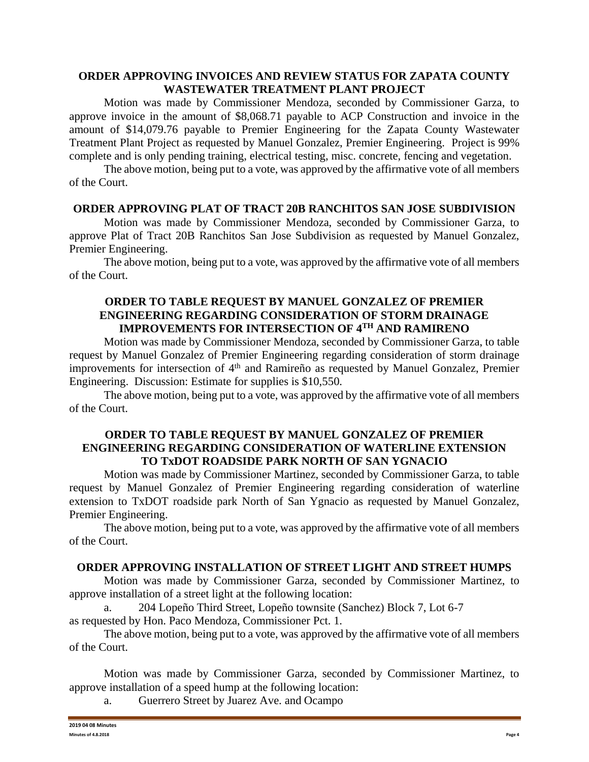**ORDER APPROVING INVOICES AND REVIEW STATUS FOR ZAPATA COUNTY WASTEWATER TREATMENT PLANT PROJECT**

Motion was made by Commissioner Mendoza, seconded by Commissioner Garza, to approve invoice in the amount of $8,068.71 payable to ACP Construction and invoice in the amount of $14,079.76 payable to Premier Engineering for the Zapata County Wastewater Treatment Plant Project as requested by Manuel Gonzalez, Premier Engineering. Project is 99% complete and is only pending training, electrical testing, misc. concrete, fencing and vegetation.

The above motion, being put to a vote, was approved by the affirmative vote of all members of the Court.

**ORDER APPROVING PLAT OF TRACT 20B RANCHITOS SAN JOSE SUBDIVISION**

Motion was made by Commissioner Mendoza, seconded by Commissioner Garza, to approve Plat of Tract 20B Ranchitos San Jose Subdivision as requested by Manuel Gonzalez, Premier Engineering.

The above motion, being put to a vote, was approved by the affirmative vote of all members of the Court.

**ORDER TO TABLE REQUEST BY MANUEL GONZALEZ OF PREMIER ENGINEERING REGARDING CONSIDERATION OF STORM DRAINAGE IMPROVEMENTS FOR INTERSECTION OF 4TH AND RAMIRENO**

Motion was made by Commissioner Mendoza, seconded by Commissioner Garza, to table request by Manuel Gonzalez of Premier Engineering regarding consideration of storm drainage improvements for intersection of 4th and Ramireño as requested by Manuel Gonzalez, Premier Engineering. Discussion: Estimate for supplies is $10,550.

The above motion, being put to a vote, was approved by the affirmative vote of all members of the Court.

**ORDER TO TABLE REQUEST BY MANUEL GONZALEZ OF PREMIER ENGINEERING REGARDING CONSIDERATION OF WATERLINE EXTENSION TO TxDOT ROADSIDE PARK NORTH OF SAN YGNACIO**

Motion was made by Commissioner Martinez, seconded by Commissioner Garza, to table request by Manuel Gonzalez of Premier Engineering regarding consideration of waterline extension to TxDOT roadside park North of San Ygnacio as requested by Manuel Gonzalez, Premier Engineering.

The above motion, being put to a vote, was approved by the affirmative vote of all members of the Court.

**ORDER APPROVING INSTALLATION OF STREET LIGHT AND STREET HUMPS**

Motion was made by Commissioner Garza, seconded by Commissioner Martinez, to approve installation of a street light at the following location:

a. 204 Lopeño Third Street, Lopeño townsite (Sanchez) Block 7, Lot 6-7

as requested by Hon. Paco Mendoza, Commissioner Pct. 1.

The above motion, being put to a vote, was approved by the affirmative vote of all members of the Court.

Motion was made by Commissioner Garza, seconded by Commissioner Martinez, to approve installation of a speed hump at the following location:

a. Guerrero Street by Juarez Ave. and Ocampo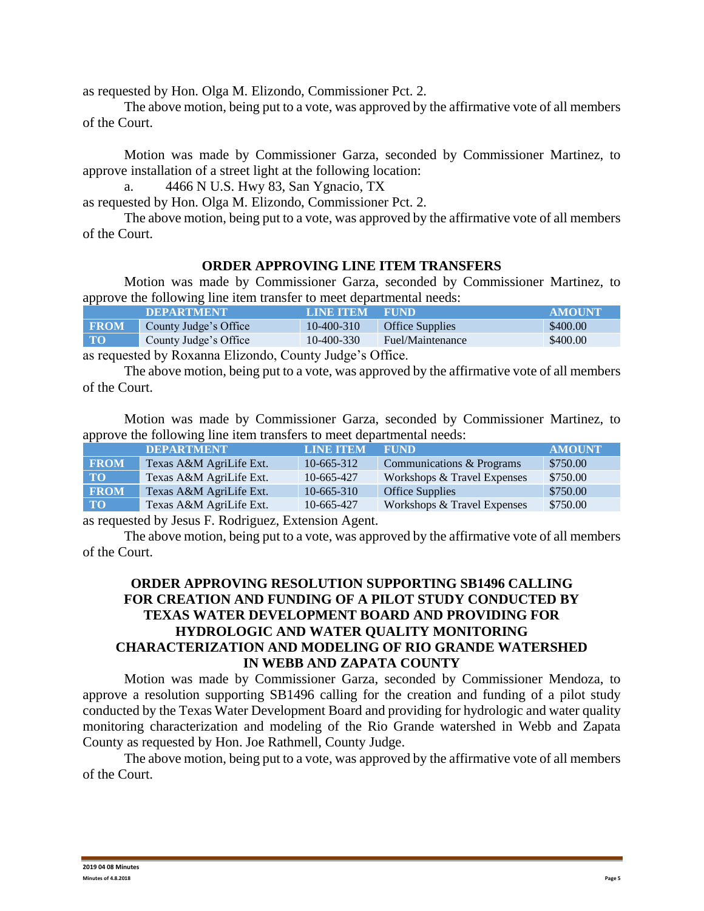as requested by Hon. Olga M. Elizondo, Commissioner Pct. 2.

The above motion, being put to a vote, was approved by the affirmative vote of all members of the Court.

Motion was made by Commissioner Garza, seconded by Commissioner Martinez, to approve installation of a street light at the following location:

a. 4466 N U.S. Hwy 83, San Ygnacio, TX

as requested by Hon. Olga M. Elizondo, Commissioner Pct. 2.

The above motion, being put to a vote, was approved by the affirmative vote of all members of the Court.

## ORDER APPROVING LINE ITEM TRANSFERS

Motion was made by Commissioner Garza, seconded by Commissioner Martinez, to approve the following line item transfer to meet departmental needs:

| | DEPARTMENT | LINE ITEM | FUND | AMOUNT |
|---|---|---|---|---|
| FROM | County Judge's Office | 10-400-310 | Office Supplies | $400.00 |
| TO | County Judge's Office | 10-400-330 | Fuel/Maintenance | $400.00 |

as requested by Roxanna Elizondo, County Judge's Office.

The above motion, being put to a vote, was approved by the affirmative vote of all members of the Court.

Motion was made by Commissioner Garza, seconded by Commissioner Martinez, to approve the following line item transfers to meet departmental needs:

| | DEPARTMENT | LINE ITEM | FUND | AMOUNT |
|---|---|---|---|---|
| FROM | Texas A&M AgriLife Ext. | 10-665-312 | Communications & Programs | $750.00 |
| TO | Texas A&M AgriLife Ext. | 10-665-427 | Workshops & Travel Expenses | $750.00 |
| FROM | Texas A&M AgriLife Ext. | 10-665-310 | Office Supplies | $750.00 |
| TO | Texas A&M AgriLife Ext. | 10-665-427 | Workshops & Travel Expenses | $750.00 |

as requested by Jesus F. Rodriguez, Extension Agent.

The above motion, being put to a vote, was approved by the affirmative vote of all members of the Court.

## ORDER APPROVING RESOLUTION SUPPORTING SB1496 CALLING FOR CREATION AND FUNDING OF A PILOT STUDY CONDUCTED BY TEXAS WATER DEVELOPMENT BOARD AND PROVIDING FOR HYDROLOGIC AND WATER QUALITY MONITORING CHARACTERIZATION AND MODELING OF RIO GRANDE WATERSHED IN WEBB AND ZAPATA COUNTY

Motion was made by Commissioner Garza, seconded by Commissioner Mendoza, to approve a resolution supporting SB1496 calling for the creation and funding of a pilot study conducted by the Texas Water Development Board and providing for hydrologic and water quality monitoring characterization and modeling of the Rio Grande watershed in Webb and Zapata County as requested by Hon. Joe Rathmell, County Judge.

The above motion, being put to a vote, was approved by the affirmative vote of all members of the Court.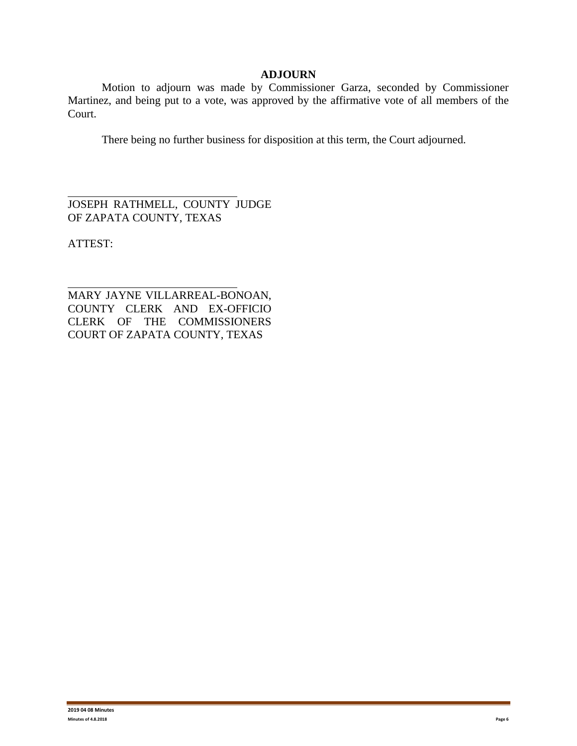**ADJOURN**

Motion to adjourn was made by Commissioner Garza, seconded by Commissioner Martinez, and being put to a vote, was approved by the affirmative vote of all members of the Court.

There being no further business for disposition at this term, the Court adjourned.

_______________________________
JOSEPH RATHMELL, COUNTY JUDGE
OF ZAPATA COUNTY, TEXAS

ATTEST:

_______________________________
MARY JAYNE VILLARREAL-BONOAN,
COUNTY CLERK AND EX-OFFICIO
CLERK OF THE COMMISSIONERS
COURT OF ZAPATA COUNTY, TEXAS